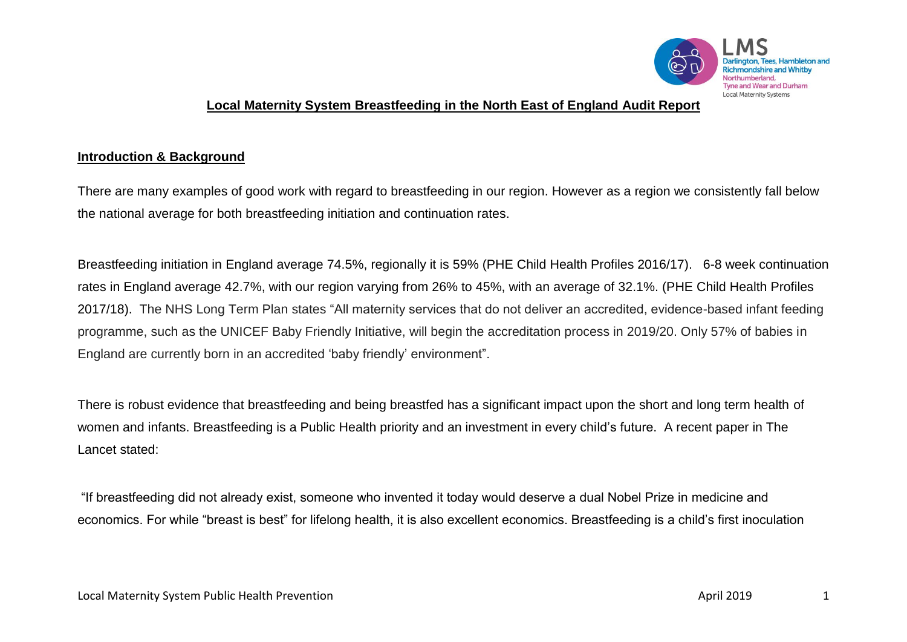# Local Maternity System Breastfeeding in the North East of England Audit Report

## Introduction & Background

There are many examples of good work with regard to breastfeeding in our region. However as a region we consistently fall below the national average for both breastfeeding initiation and continuation rates.

Breastfeeding initiation in England average 74.5%, regionally it is 59% (PHE Child Health Profiles 2016/17). 6-8 week continuation rates in England average 42.7%, with our region varying from 26% to 45%, with an average of 32.1%. (PHE Child Health Profiles 2017/18). The NHS Long Term Plan states "All maternity services that do not deliver an accredited, evidence-based infant feeding programme, such as the UNICEF Baby Friendly Initiative, will begin the accreditation process in 2019/20. Only 57% of babies in England are currently born in an accredited 'baby friendly' environment".

There is robust evidence that breastfeeding and being breastfed has a significant impact upon the short and long term health of women and infants. Breastfeeding is a Public Health priority and an investment in every child's future. A recent paper in The Lancet stated:

"If breastfeeding did not already exist, someone who invented it today would deserve a dual Nobel Prize in medicine and economics. For while "breast is best" for lifelong health, it is also excellent economics. Breastfeeding is a child's first inoculation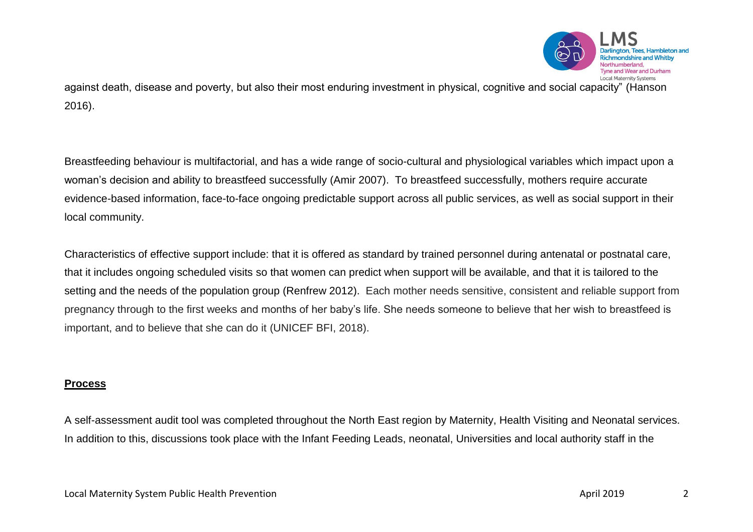against death, disease and poverty, but also their most enduring investment in physical, cognitive and social capacity" (Hanson 2016).

Breastfeeding behaviour is multifactorial, and has a wide range of socio-cultural and physiological variables which impact upon a woman's decision and ability to breastfeed successfully (Amir 2007). To breastfeed successfully, mothers require accurate evidence-based information, face-to-face ongoing predictable support across all public services, as well as social support in their local community.

Characteristics of effective support include: that it is offered as standard by trained personnel during antenatal or postnatal care, that it includes ongoing scheduled visits so that women can predict when support will be available, and that it is tailored to the setting and the needs of the population group (Renfrew 2012). Each mother needs sensitive, consistent and reliable support from pregnancy through to the first weeks and months of her baby's life. She needs someone to believe that her wish to breastfeed is important, and to believe that she can do it (UNICEF BFI, 2018).

## **Process**

A self-assessment audit tool was completed throughout the North East region by Maternity, Health Visiting and Neonatal services. In addition to this, discussions took place with the Infant Feeding Leads, neonatal, Universities and local authority staff in the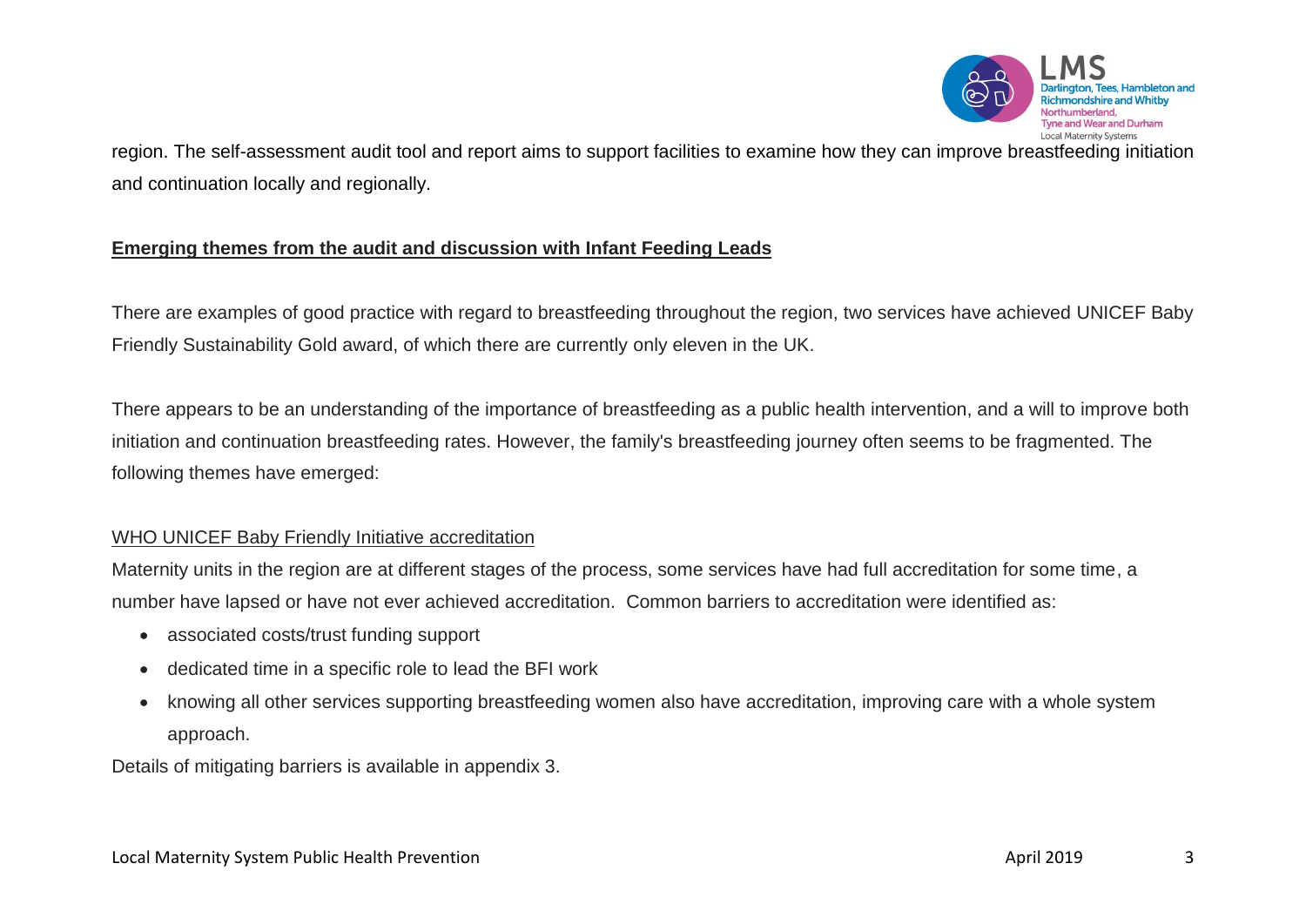region. The self-assessment audit tool and report aims to support facilities to examine how they can improve breastfeeding initiation and continuation locally and regionally.

## Emerging themes from the audit and discussion with Infant Feeding Leads

There are examples of good practice with regard to breastfeeding throughout the region, two services have achieved UNICEF Baby Friendly Sustainability Gold award, of which there are currently only eleven in the UK.

There appears to be an understanding of the importance of breastfeeding as a public health intervention, and a will to improve both initiation and continuation breastfeeding rates. However, the family's breastfeeding journey often seems to be fragmented. The following themes have emerged:

### WHO UNICEF Baby Friendly Initiative accreditation

Maternity units in the region are at different stages of the process, some services have had full accreditation for some time, a number have lapsed or have not ever achieved accreditation. Common barriers to accreditation were identified as:

- associated costs/trust funding support
- dedicated time in a specific role to lead the BFI work
- knowing all other services supporting breastfeeding women also have accreditation, improving care with a whole system approach.

Details of mitigating barriers is available in appendix 3.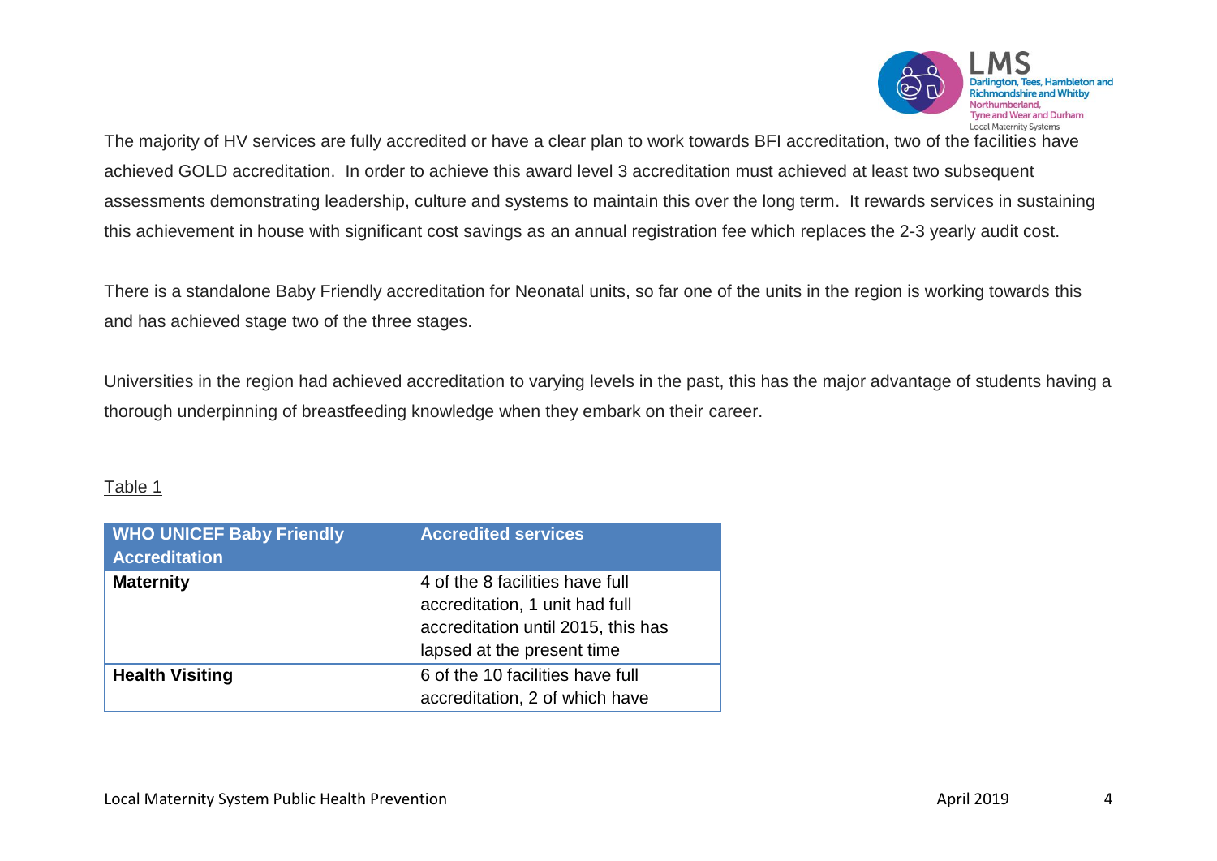The majority of HV services are fully accredited or have a clear plan to work towards BFI accreditation, two of the facilities have achieved GOLD accreditation. In order to achieve this award level 3 accreditation must achieved at least two subsequent assessments demonstrating leadership, culture and systems to maintain this over the long term. It rewards services in sustaining this achievement in house with significant cost savings as an annual registration fee which replaces the 2-3 yearly audit cost.

There is a standalone Baby Friendly accreditation for Neonatal units, so far one of the units in the region is working towards this and has achieved stage two of the three stages.

Universities in the region had achieved accreditation to varying levels in the past, this has the major advantage of students having a thorough underpinning of breastfeeding knowledge when they embark on their career.

Table 1

| WHO UNICEF Baby Friendly Accreditation | Accredited services |
|---|---|
| **Maternity** | 4 of the 8 facilities have full accreditation, 1 unit had full accreditation until 2015, this has lapsed at the present time |
| **Health Visiting** | 6 of the 10 facilities have full accreditation, 2 of which have |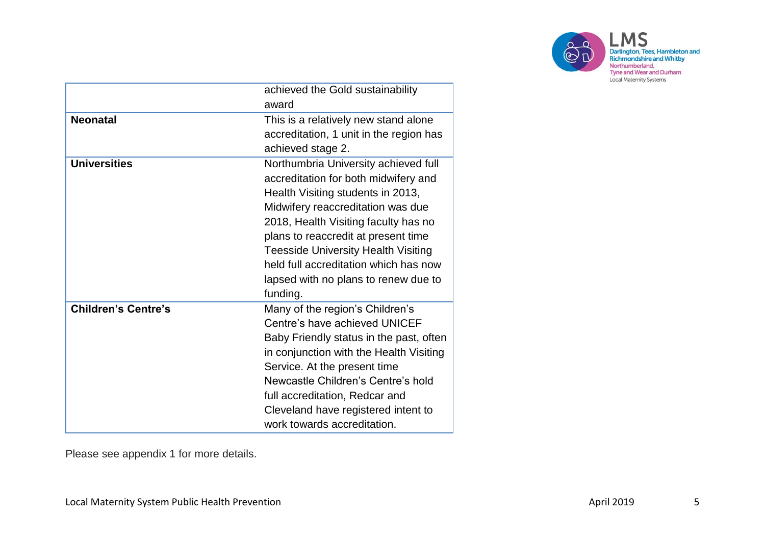| | |
|---|---|
| | achieved the Gold sustainability award |
| **Neonatal** | This is a relatively new stand alone accreditation, 1 unit in the region has achieved stage 2. |
| **Universities** | Northumbria University achieved full accreditation for both midwifery and Health Visiting students in 2013, Midwifery reaccreditation was due 2018, Health Visiting faculty has no plans to reaccredit at present time Teesside University Health Visiting held full accreditation which has now lapsed with no plans to renew due to funding. |
| **Children's Centre's** | Many of the region's Children's Centre's have achieved UNICEF Baby Friendly status in the past, often in conjunction with the Health Visiting Service. At the present time Newcastle Children's Centre's hold full accreditation, Redcar and Cleveland have registered intent to work towards accreditation. |

Please see appendix 1 for more details.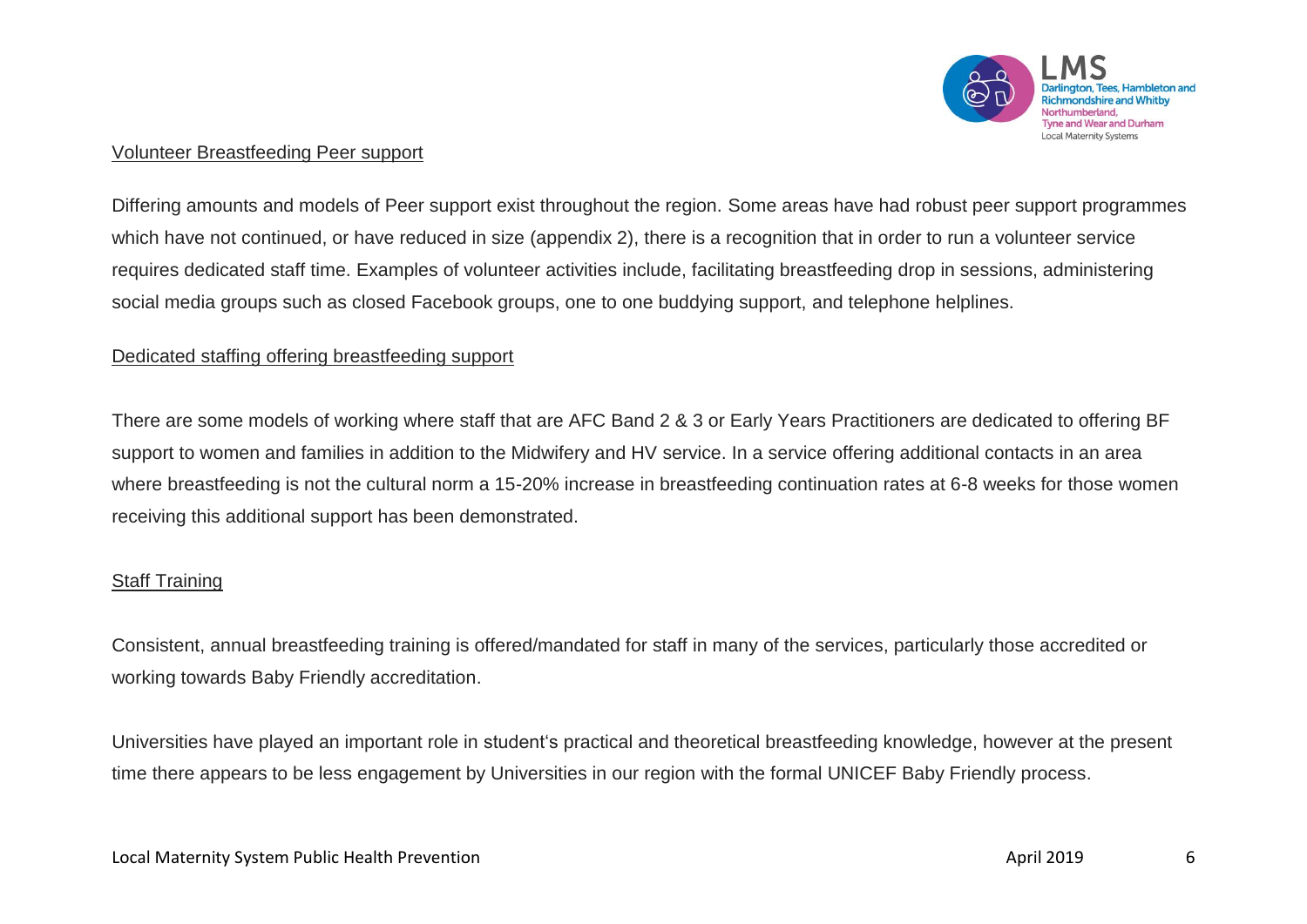### Volunteer Breastfeeding Peer support

Differing amounts and models of Peer support exist throughout the region. Some areas have had robust peer support programmes which have not continued, or have reduced in size (appendix 2), there is a recognition that in order to run a volunteer service requires dedicated staff time. Examples of volunteer activities include, facilitating breastfeeding drop in sessions, administering social media groups such as closed Facebook groups, one to one buddying support, and telephone helplines.

### Dedicated staffing offering breastfeeding support

There are some models of working where staff that are AFC Band 2 & 3 or Early Years Practitioners are dedicated to offering BF support to women and families in addition to the Midwifery and HV service. In a service offering additional contacts in an area where breastfeeding is not the cultural norm a 15-20% increase in breastfeeding continuation rates at 6-8 weeks for those women receiving this additional support has been demonstrated.

### Staff Training

Consistent, annual breastfeeding training is offered/mandated for staff in many of the services, particularly those accredited or working towards Baby Friendly accreditation.

Universities have played an important role in student's practical and theoretical breastfeeding knowledge, however at the present time there appears to be less engagement by Universities in our region with the formal UNICEF Baby Friendly process.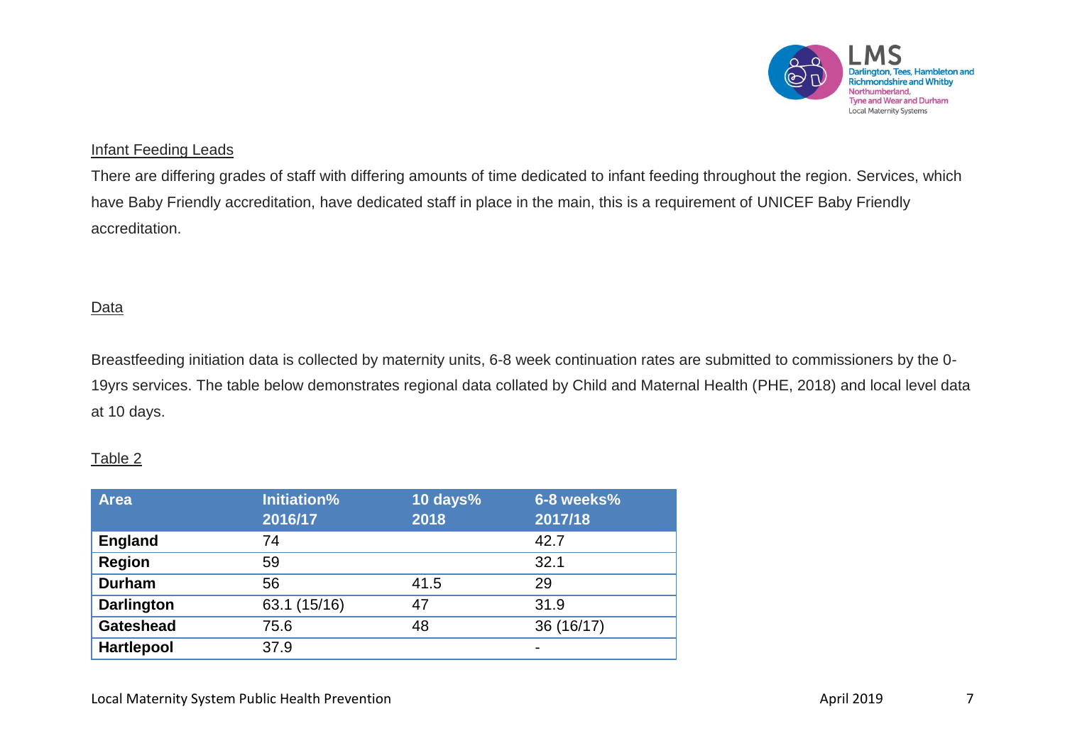## Infant Feeding Leads

There are differing grades of staff with differing amounts of time dedicated to infant feeding throughout the region. Services, which have Baby Friendly accreditation, have dedicated staff in place in the main, this is a requirement of UNICEF Baby Friendly accreditation.

## Data

Breastfeeding initiation data is collected by maternity units, 6-8 week continuation rates are submitted to commissioners by the 0-19yrs services. The table below demonstrates regional data collated by Child and Maternal Health (PHE, 2018) and local level data at 10 days.

Table 2

| Area | Initiation% 2016/17 | 10 days% 2018 | 6-8 weeks% 2017/18 |
|---|---|---|---|
| **England** | 74 | | 42.7 |
| **Region** | 59 | | 32.1 |
| **Durham** | 56 | 41.5 | 29 |
| **Darlington** | 63.1 (15/16) | 47 | 31.9 |
| **Gateshead** | 75.6 | 48 | 36 (16/17) |
| **Hartlepool** | 37.9 | | - |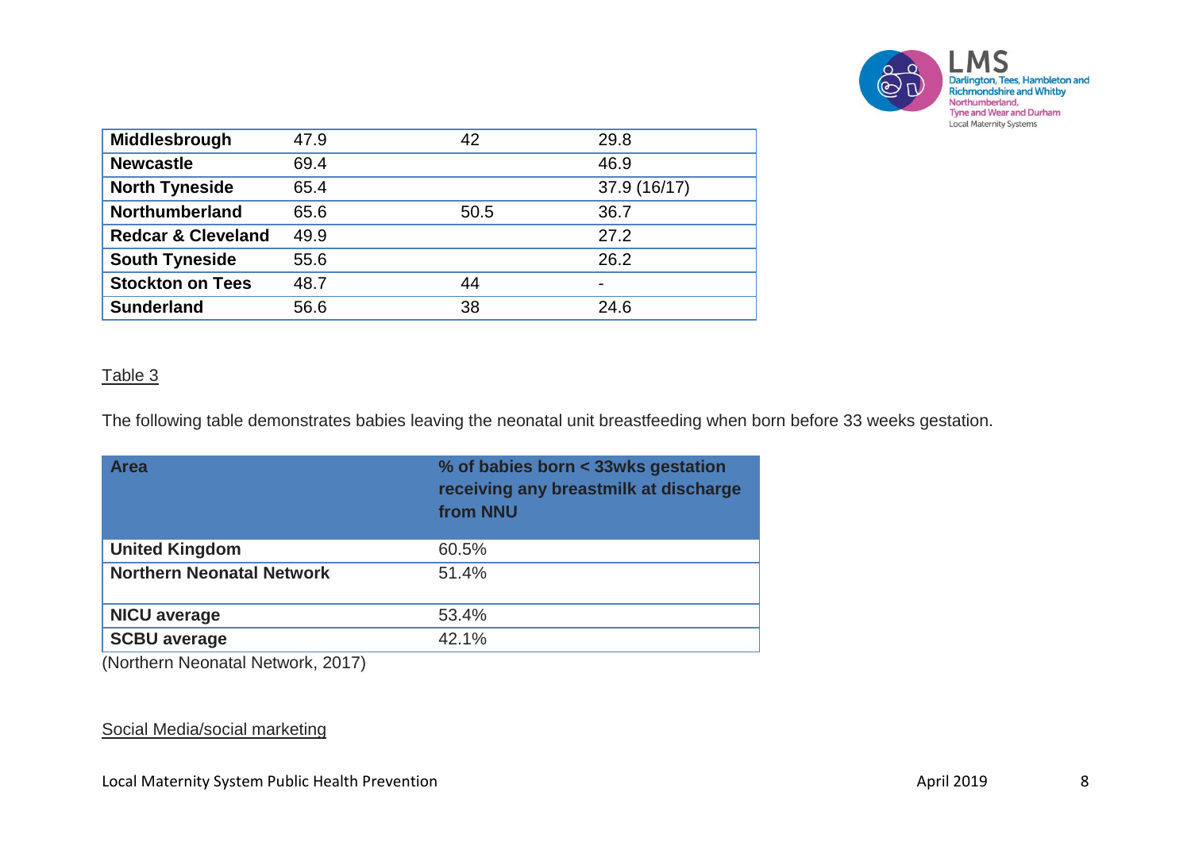| | | | |
|---|---|---|---|
| **Middlesbrough** | 47.9 | 42 | 29.8 |
| **Newcastle** | 69.4 | | 46.9 |
| **North Tyneside** | 65.4 | | 37.9 (16/17) |
| **Northumberland** | 65.6 | 50.5 | 36.7 |
| **Redcar & Cleveland** | 49.9 | | 27.2 |
| **South Tyneside** | 55.6 | | 26.2 |
| **Stockton on Tees** | 48.7 | 44 | - |
| **Sunderland** | 56.6 | 38 | 24.6 |

Table 3

The following table demonstrates babies leaving the neonatal unit breastfeeding when born before 33 weeks gestation.

| Area | % of babies born < 33wks gestation receiving any breastmilk at discharge from NNU |
|---|---|
| **United Kingdom** | 60.5% |
| **Northern Neonatal Network** | 51.4% |
| **NICU average** | 53.4% |
| **SCBU average** | 42.1% |

(Northern Neonatal Network, 2017)

Social Media/social marketing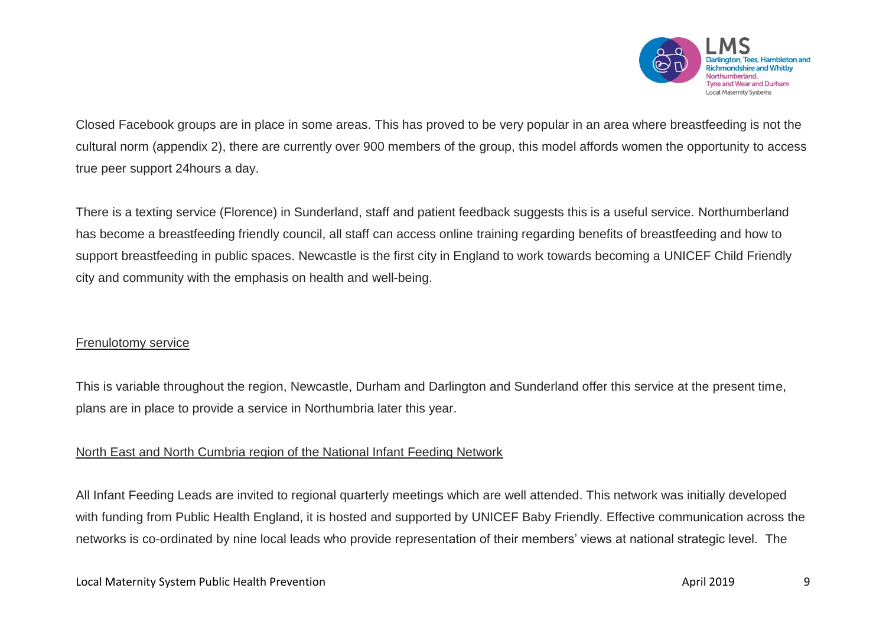Closed Facebook groups are in place in some areas. This has proved to be very popular in an area where breastfeeding is not the cultural norm (appendix 2), there are currently over 900 members of the group, this model affords women the opportunity to access true peer support 24hours a day.

There is a texting service (Florence) in Sunderland, staff and patient feedback suggests this is a useful service. Northumberland has become a breastfeeding friendly council, all staff can access online training regarding benefits of breastfeeding and how to support breastfeeding in public spaces. Newcastle is the first city in England to work towards becoming a UNICEF Child Friendly city and community with the emphasis on health and well-being.

<u>Frenulotomy service</u>

This is variable throughout the region, Newcastle, Durham and Darlington and Sunderland offer this service at the present time, plans are in place to provide a service in Northumbria later this year.

<u>North East and North Cumbria region of the National Infant Feeding Network</u>

All Infant Feeding Leads are invited to regional quarterly meetings which are well attended. This network was initially developed with funding from Public Health England, it is hosted and supported by UNICEF Baby Friendly. Effective communication across the networks is co-ordinated by nine local leads who provide representation of their members' views at national strategic level. The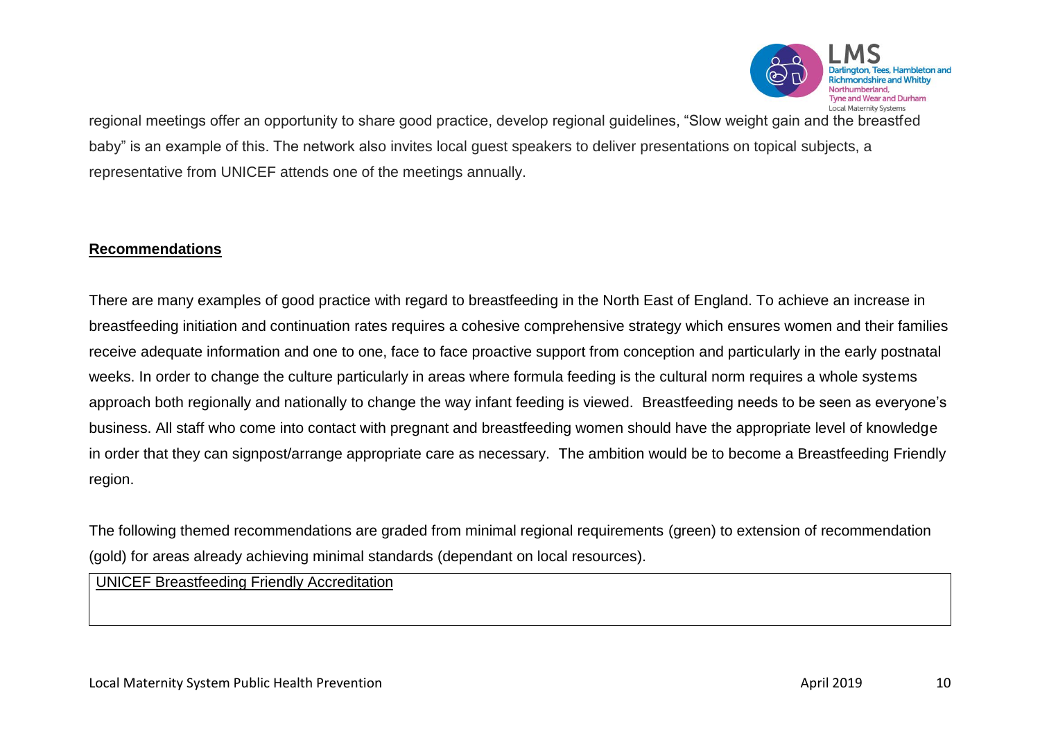regional meetings offer an opportunity to share good practice, develop regional guidelines, "Slow weight gain and the breastfed baby" is an example of this. The network also invites local guest speakers to deliver presentations on topical subjects, a representative from UNICEF attends one of the meetings annually.

**Recommendations**

There are many examples of good practice with regard to breastfeeding in the North East of England. To achieve an increase in breastfeeding initiation and continuation rates requires a cohesive comprehensive strategy which ensures women and their families receive adequate information and one to one, face to face proactive support from conception and particularly in the early postnatal weeks. In order to change the culture particularly in areas where formula feeding is the cultural norm requires a whole systems approach both regionally and nationally to change the way infant feeding is viewed. Breastfeeding needs to be seen as everyone's business. All staff who come into contact with pregnant and breastfeeding women should have the appropriate level of knowledge in order that they can signpost/arrange appropriate care as necessary. The ambition would be to become a Breastfeeding Friendly region.

The following themed recommendations are graded from minimal regional requirements (green) to extension of recommendation (gold) for areas already achieving minimal standards (dependant on local resources).

| UNICEF Breastfeeding Friendly Accreditation |
| --- |
| |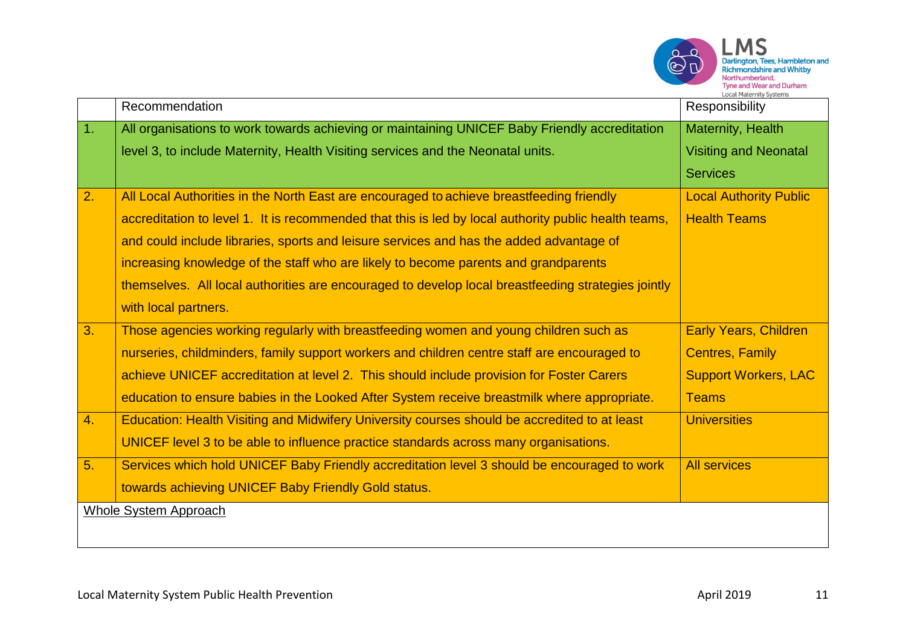| | Recommendation | Responsibility |
|---|---|---|
| 1. | All organisations to work towards achieving or maintaining UNICEF Baby Friendly accreditation level 3, to include Maternity, Health Visiting services and the Neonatal units. | Maternity, Health Visiting and Neonatal Services |
| 2. | All Local Authorities in the North East are encouraged to achieve breastfeeding friendly accreditation to level 1. It is recommended that this is led by local authority public health teams, and could include libraries, sports and leisure services and has the added advantage of increasing knowledge of the staff who are likely to become parents and grandparents themselves. All local authorities are encouraged to develop local breastfeeding strategies jointly with local partners. | Local Authority Public Health Teams |
| 3. | Those agencies working regularly with breastfeeding women and young children such as nurseries, childminders, family support workers and children centre staff are encouraged to achieve UNICEF accreditation at level 2. This should include provision for Foster Carers education to ensure babies in the Looked After System receive breastmilk where appropriate. | Early Years, Children Centres, Family Support Workers, LAC Teams |
| 4. | Education: Health Visiting and Midwifery University courses should be accredited to at least UNICEF level 3 to be able to influence practice standards across many organisations. | Universities |
| 5. | Services which hold UNICEF Baby Friendly accreditation level 3 should be encouraged to work towards achieving UNICEF Baby Friendly Gold status. | All services |
| Whole System Approach | | |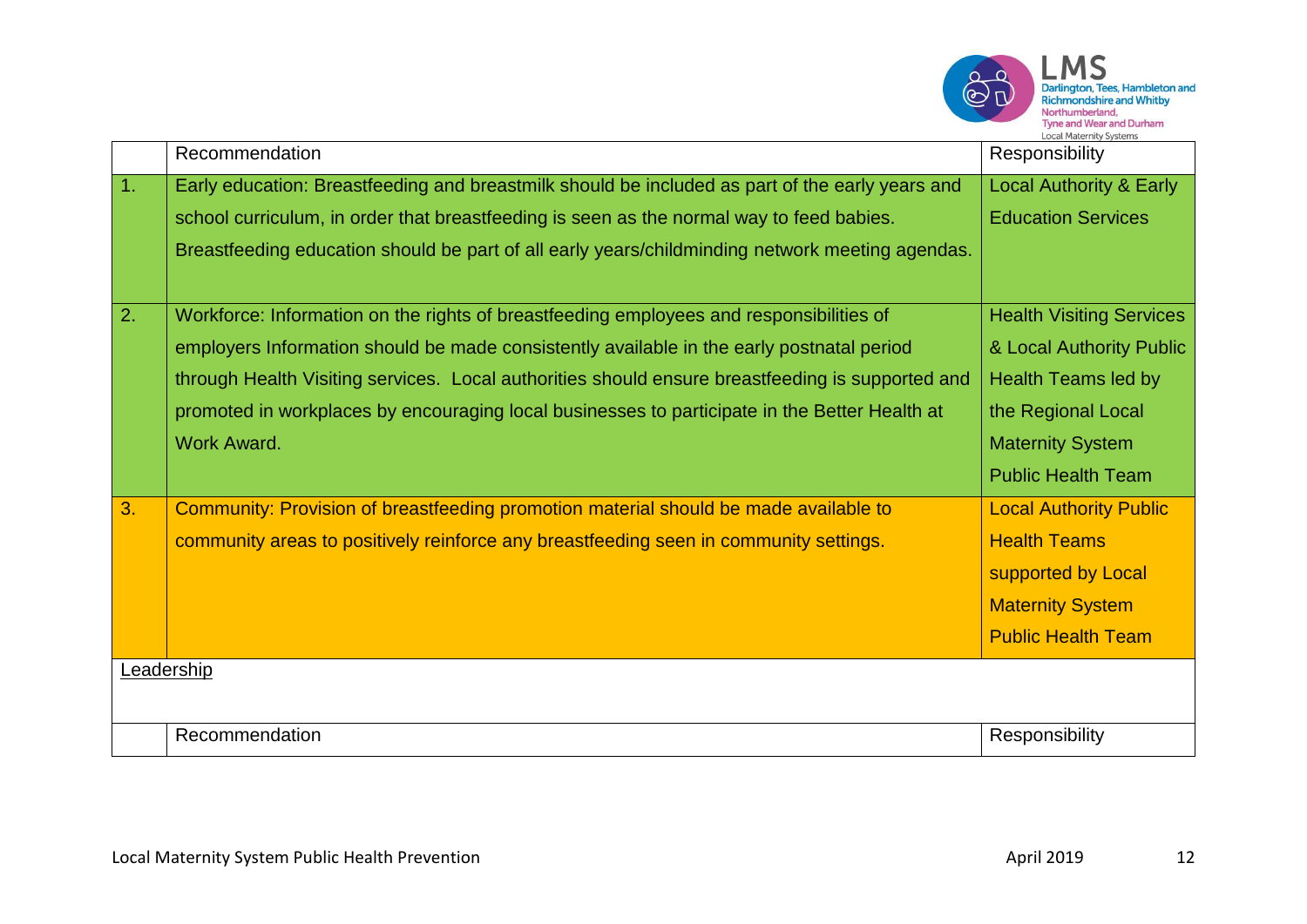| | Recommendation | Responsibility |
|---|---|---|
| 1. | Early education: Breastfeeding and breastmilk should be included as part of the early years and school curriculum, in order that breastfeeding is seen as the normal way to feed babies. Breastfeeding education should be part of all early years/childminding network meeting agendas. | Local Authority & Early Education Services |
| 2. | Workforce: Information on the rights of breastfeeding employees and responsibilities of employers Information should be made consistently available in the early postnatal period through Health Visiting services. Local authorities should ensure breastfeeding is supported and promoted in workplaces by encouraging local businesses to participate in the Better Health at Work Award. | Health Visiting Services & Local Authority Public Health Teams led by the Regional Local Maternity System Public Health Team |
| 3. | Community: Provision of breastfeeding promotion material should be made available to community areas to positively reinforce any breastfeeding seen in community settings. | Local Authority Public Health Teams supported by Local Maternity System Public Health Team |

Leadership

| | Recommendation | Responsibility |
|---|---|---|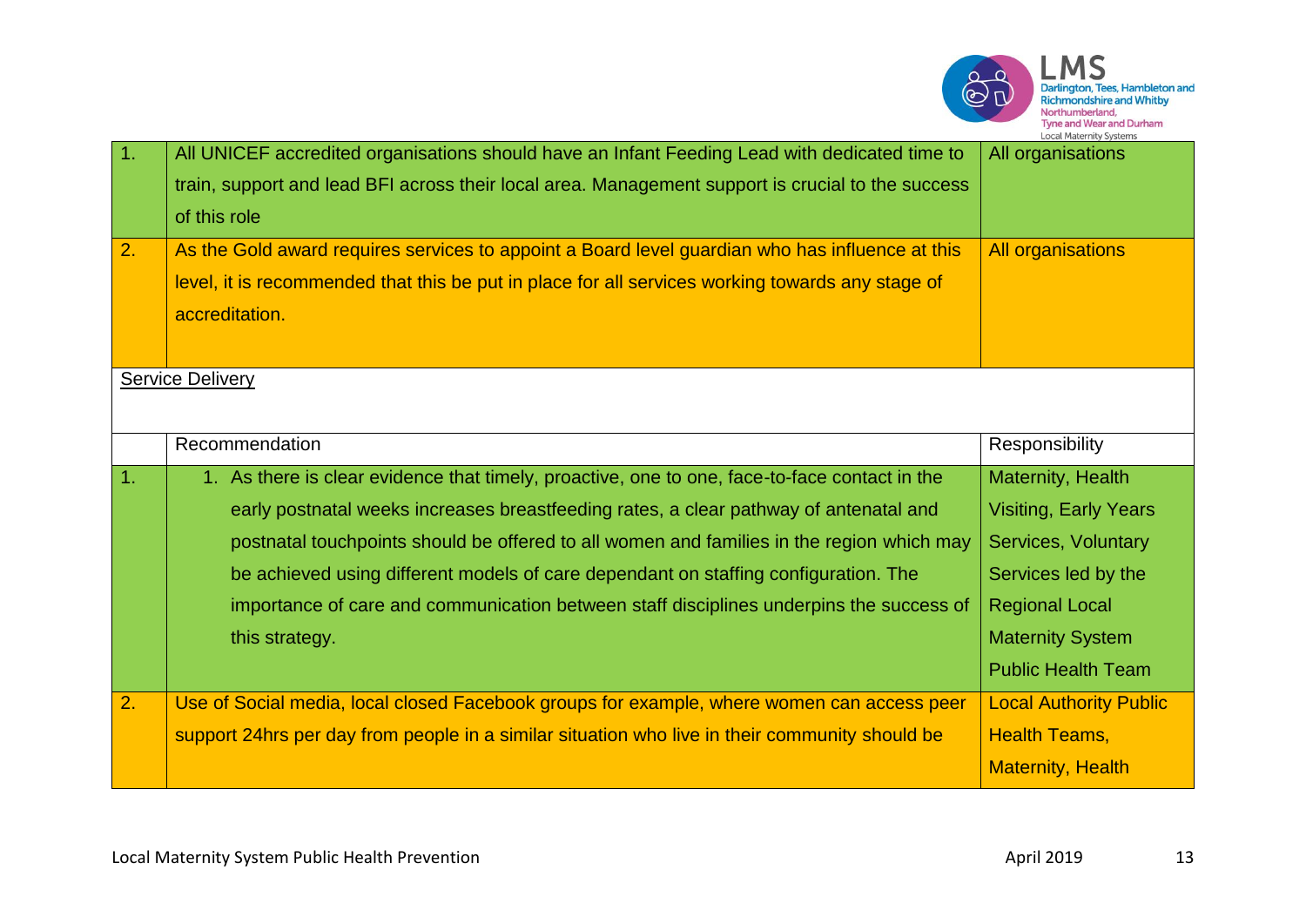| | | |
|---|---|---|
| 1. | All UNICEF accredited organisations should have an Infant Feeding Lead with dedicated time to train, support and lead BFI across their local area. Management support is crucial to the success of this role | All organisations |
| 2. | As the Gold award requires services to appoint a Board level guardian who has influence at this level, it is recommended that this be put in place for all services working towards any stage of accreditation. | All organisations |

Service Delivery

| | Recommendation | Responsibility |
|---|---|---|
| 1. | 1. As there is clear evidence that timely, proactive, one to one, face-to-face contact in the early postnatal weeks increases breastfeeding rates, a clear pathway of antenatal and postnatal touchpoints should be offered to all women and families in the region which may be achieved using different models of care dependant on staffing configuration. The importance of care and communication between staff disciplines underpins the success of this strategy. | Maternity, Health Visiting, Early Years Services, Voluntary Services led by the Regional Local Maternity System Public Health Team |
| 2. | Use of Social media, local closed Facebook groups for example, where women can access peer support 24hrs per day from people in a similar situation who live in their community should be | Local Authority Public Health Teams, Maternity, Health |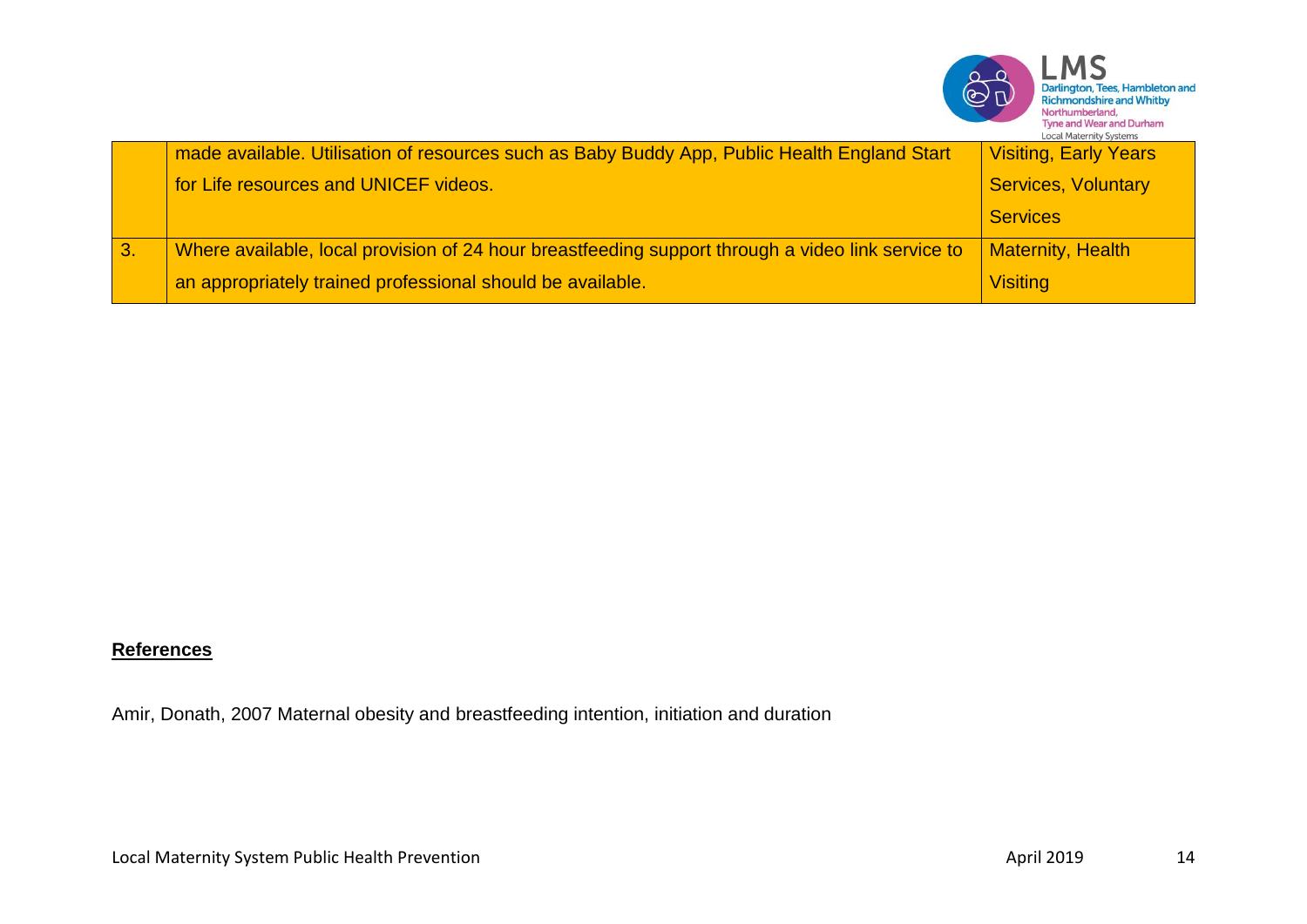| | | |
|---|---|---|
| | made available. Utilisation of resources such as Baby Buddy App, Public Health England Start for Life resources and UNICEF videos. | Visiting, Early Years Services, Voluntary Services |
| 3. | Where available, local provision of 24 hour breastfeeding support through a video link service to an appropriately trained professional should be available. | Maternity, Health Visiting |

**References**

Amir, Donath, 2007 Maternal obesity and breastfeeding intention, initiation and duration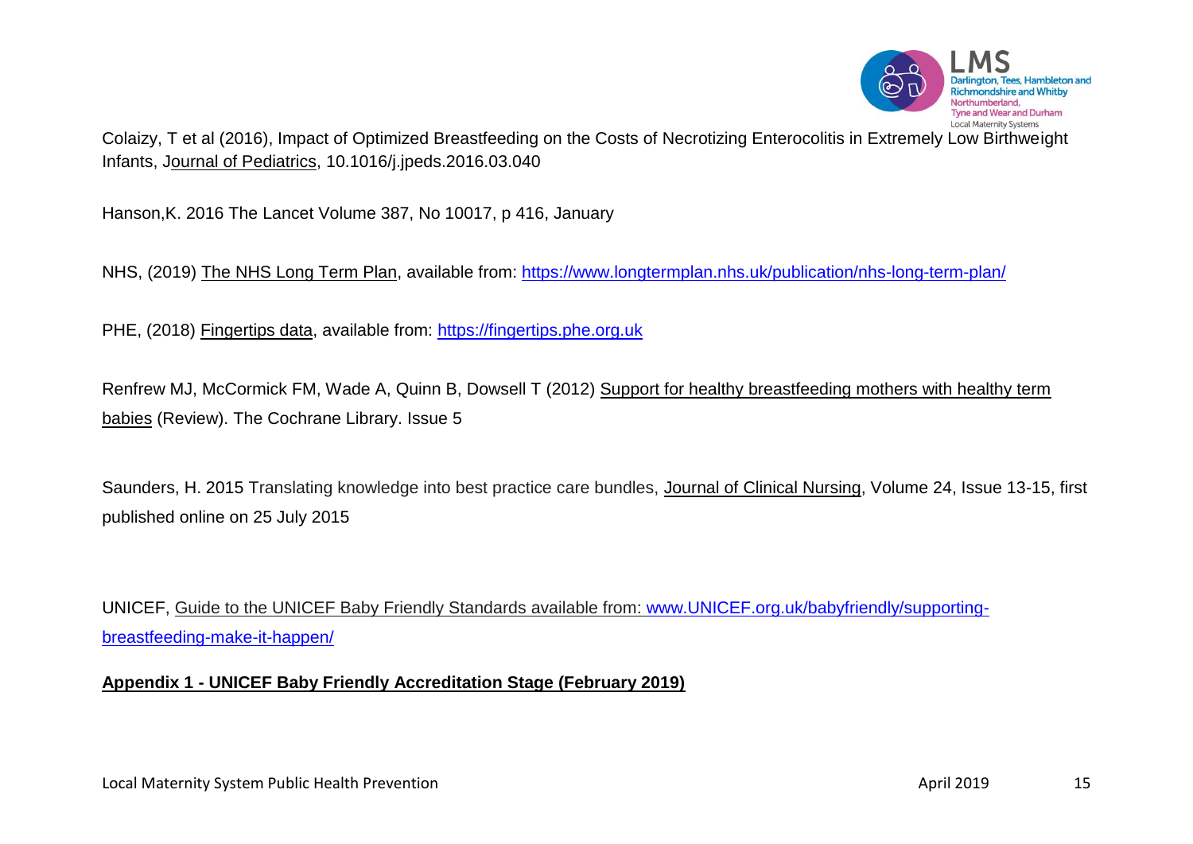Colaizy, T et al (2016), Impact of Optimized Breastfeeding on the Costs of Necrotizing Enterocolitis in Extremely Low Birthweight Infants, Journal of Pediatrics, 10.1016/j.jpeds.2016.03.040

Hanson,K. 2016 The Lancet Volume 387, No 10017, p 416, January

NHS, (2019) The NHS Long Term Plan, available from: https://www.longtermplan.nhs.uk/publication/nhs-long-term-plan/

PHE, (2018) Fingertips data, available from: https://fingertips.phe.org.uk

Renfrew MJ, McCormick FM, Wade A, Quinn B, Dowsell T (2012) Support for healthy breastfeeding mothers with healthy term babies (Review). The Cochrane Library. Issue 5

Saunders, H. 2015 Translating knowledge into best practice care bundles, Journal of Clinical Nursing, Volume 24, Issue 13-15, first published online on 25 July 2015

UNICEF, Guide to the UNICEF Baby Friendly Standards available from: www.UNICEF.org.uk/babyfriendly/supporting-breastfeeding-make-it-happen/

**Appendix 1 - UNICEF Baby Friendly Accreditation Stage (February 2019)**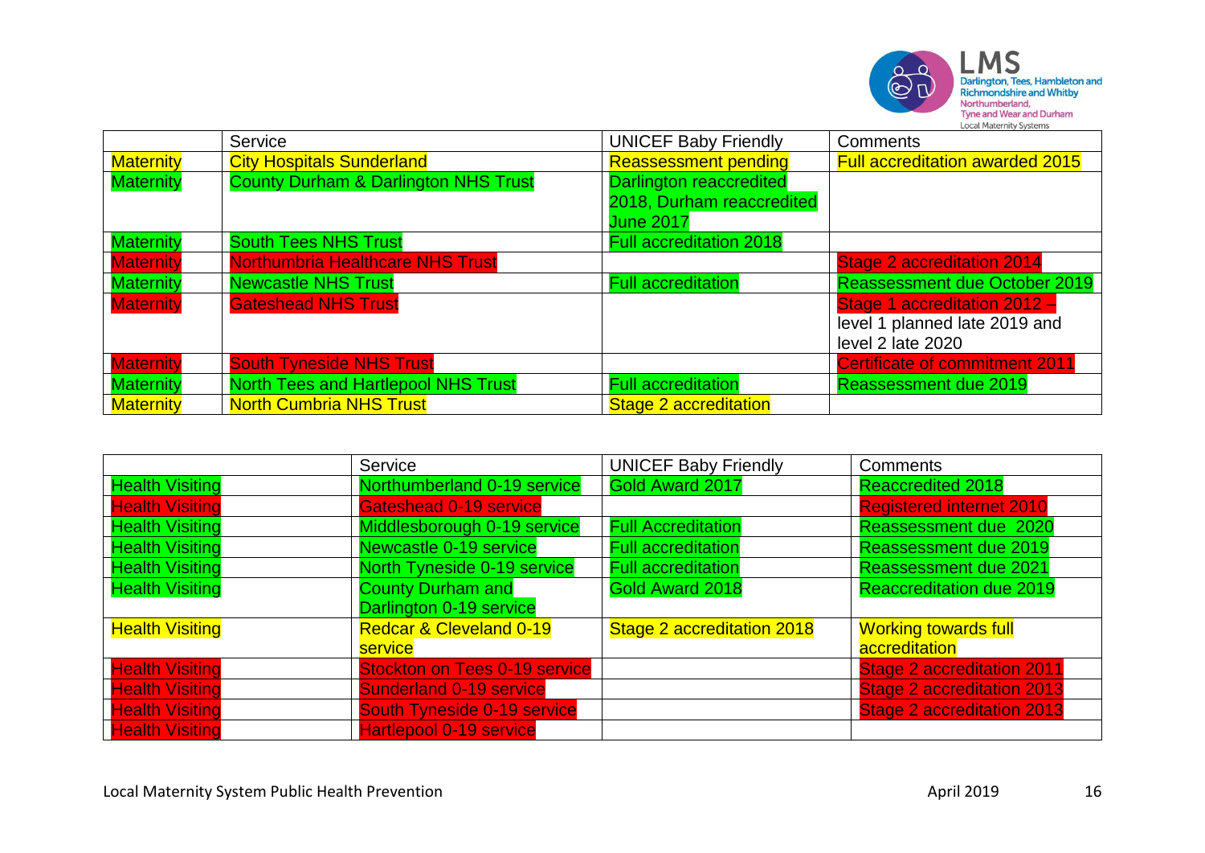| | Service | UNICEF Baby Friendly | Comments |
|---|---|---|---|
| Maternity | City Hospitals Sunderland | Reassessment pending | Full accreditation awarded 2015 |
| Maternity | County Durham & Darlington NHS Trust | Darlington reaccredited 2018, Durham reaccredited June 2017 | |
| Maternity | South Tees NHS Trust | Full accreditation 2018 | |
| Maternity | Northumbria Healthcare NHS Trust | | Stage 2 accreditation 2014 |
| Maternity | Newcastle NHS Trust | Full accreditation | Reassessment due October 2019 |
| Maternity | Gateshead NHS Trust | | Stage 1 accreditation 2012 – level 1 planned late 2019 and level 2 late 2020 |
| Maternity | South Tyneside NHS Trust | | Certificate of commitment 2011 |
| Maternity | North Tees and Hartlepool NHS Trust | Full accreditation | Reassessment due 2019 |
| Maternity | North Cumbria NHS Trust | Stage 2 accreditation | |

| | Service | UNICEF Baby Friendly | Comments |
|---|---|---|---|
| Health Visiting | Northumberland 0-19 service | Gold Award 2017 | Reaccredited 2018 |
| Health Visiting | Gateshead 0-19 service | | Registered internet 2010 |
| Health Visiting | Middlesborough 0-19 service | Full Accreditation | Reassessment due 2020 |
| Health Visiting | Newcastle 0-19 service | Full accreditation | Reassessment due 2019 |
| Health Visiting | North Tyneside 0-19 service | Full accreditation | Reassessment due 2021 |
| Health Visiting | County Durham and Darlington 0-19 service | Gold Award 2018 | Reaccreditation due 2019 |
| Health Visiting | Redcar & Cleveland 0-19 service | Stage 2 accreditation 2018 | Working towards full accreditation |
| Health Visiting | Stockton on Tees 0-19 service | | Stage 2 accreditation 2011 |
| Health Visiting | Sunderland 0-19 service | | Stage 2 accreditation 2013 |
| Health Visiting | South Tyneside 0-19 service | | Stage 2 accreditation 2013 |
| Health Visiting | Hartlepool 0-19 service | | |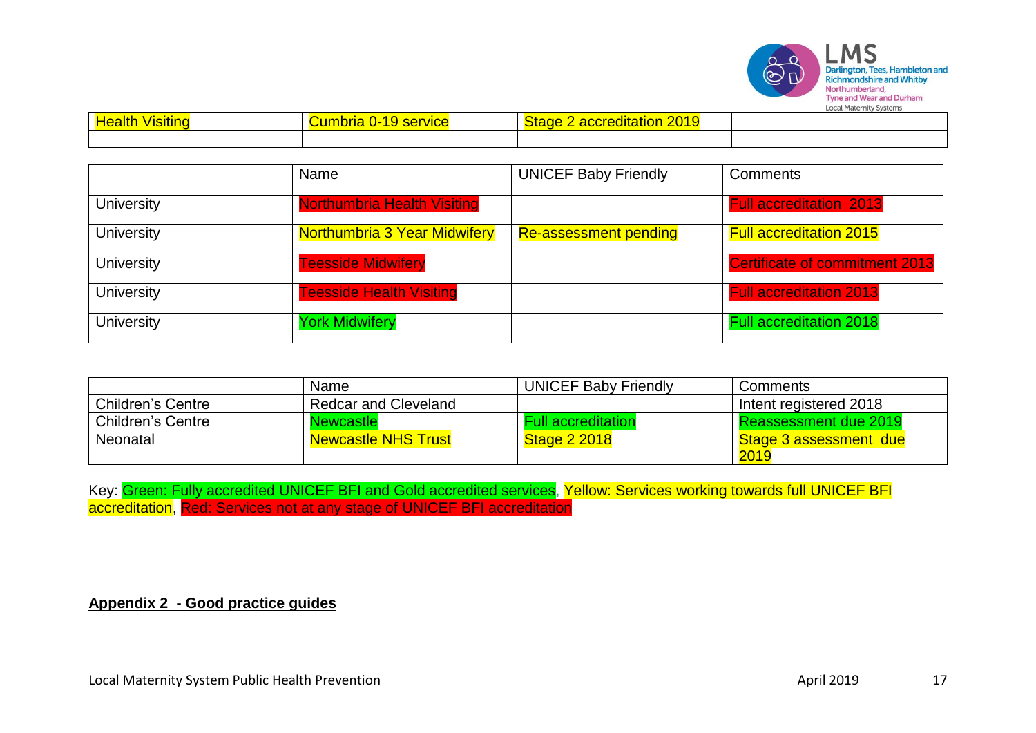| Health Visiting | Cumbria 0-19 service | Stage 2 accreditation 2019 | |
|---|---|---|---|
| | | | |

| | Name | UNICEF Baby Friendly | Comments |
|---|---|---|---|
| University | Northumbria Health Visiting | | Full accreditation 2013 |
| University | Northumbria 3 Year Midwifery | Re-assessment pending | Full accreditation 2015 |
| University | Teesside Midwifery | | Certificate of commitment 2013 |
| University | Teesside Health Visiting | | Full accreditation 2013 |
| University | York Midwifery | | Full accreditation 2018 |

| | Name | UNICEF Baby Friendly | Comments |
|---|---|---|---|
| Children's Centre | Redcar and Cleveland | | Intent registered 2018 |
| Children's Centre | Newcastle | Full accreditation | Reassessment due 2019 |
| Neonatal | Newcastle NHS Trust | Stage 2 2018 | Stage 3 assessment due 2019 |

Key: Green: Fully accredited UNICEF BFI and Gold accredited services, Yellow: Services working towards full UNICEF BFI accreditation, Red: Services not at any stage of UNICEF BFI accreditation

**Appendix 2 - Good practice guides**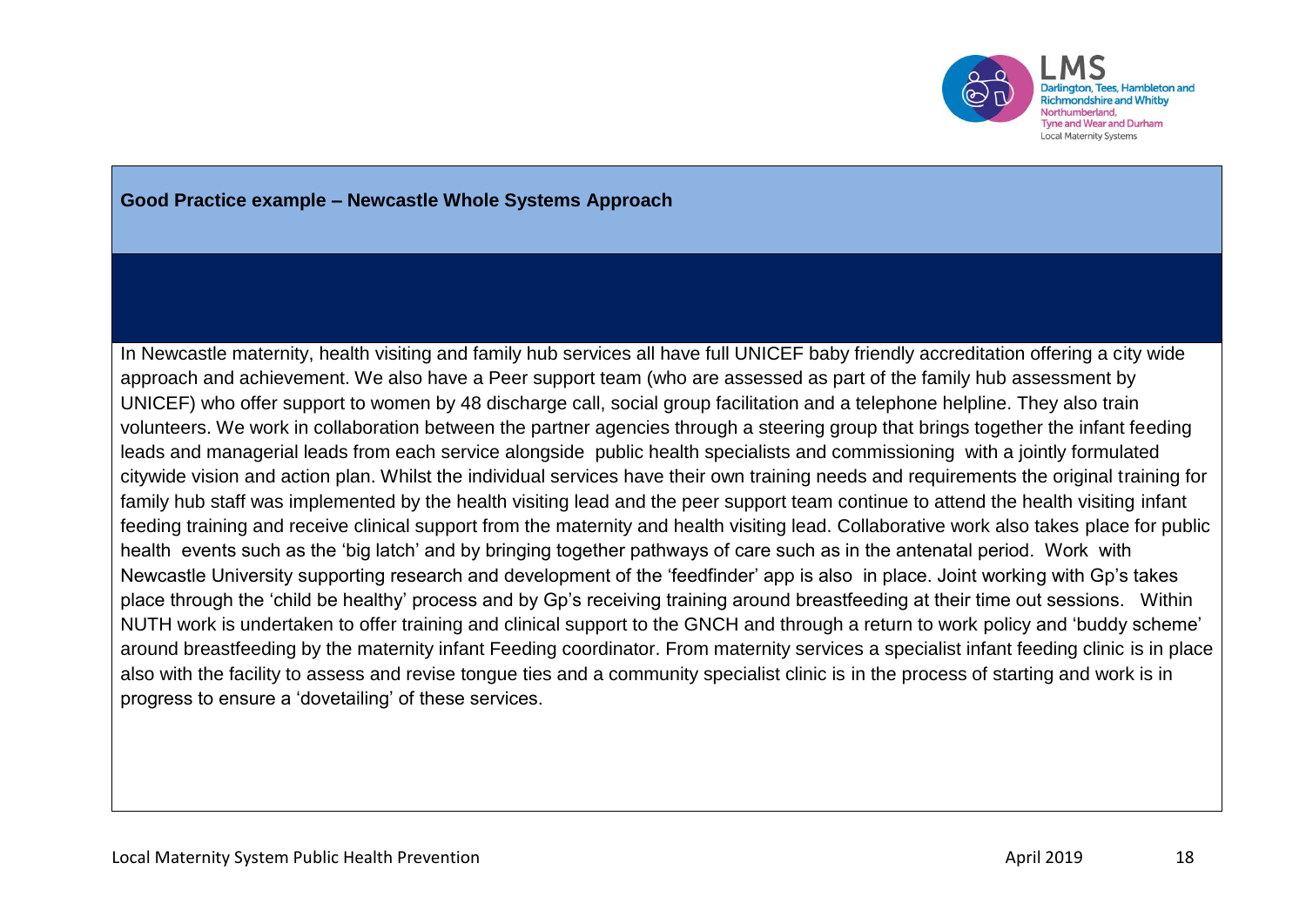**Good Practice example – Newcastle Whole Systems Approach**

In Newcastle maternity, health visiting and family hub services all have full UNICEF baby friendly accreditation offering a city wide approach and achievement. We also have a Peer support team (who are assessed as part of the family hub assessment by UNICEF) who offer support to women by 48 discharge call, social group facilitation and a telephone helpline. They also train volunteers. We work in collaboration between the partner agencies through a steering group that brings together the infant feeding leads and managerial leads from each service alongside public health specialists and commissioning with a jointly formulated citywide vision and action plan. Whilst the individual services have their own training needs and requirements the original training for family hub staff was implemented by the health visiting lead and the peer support team continue to attend the health visiting infant feeding training and receive clinical support from the maternity and health visiting lead. Collaborative work also takes place for public health events such as the 'big latch' and by bringing together pathways of care such as in the antenatal period. Work with Newcastle University supporting research and development of the 'feedfinder' app is also in place. Joint working with Gp's takes place through the 'child be healthy' process and by Gp's receiving training around breastfeeding at their time out sessions. Within NUTH work is undertaken to offer training and clinical support to the GNCH and through a return to work policy and 'buddy scheme' around breastfeeding by the maternity infant Feeding coordinator. From maternity services a specialist infant feeding clinic is in place also with the facility to assess and revise tongue ties and a community specialist clinic is in the process of starting and work is in progress to ensure a 'dovetailing' of these services.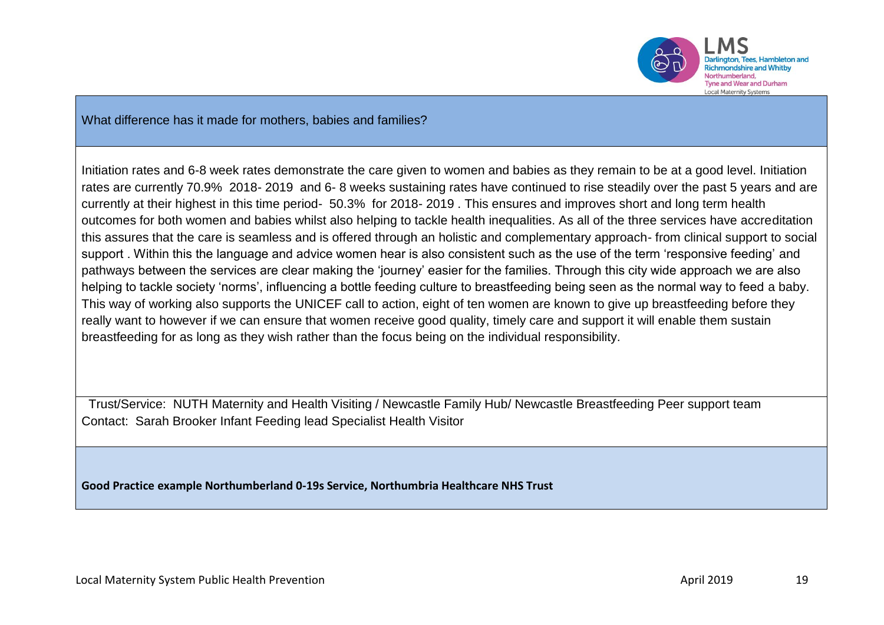What difference has it made for mothers, babies and families?

Initiation rates and 6-8 week rates demonstrate the care given to women and babies as they remain to be at a good level. Initiation rates are currently 70.9% 2018- 2019 and 6- 8 weeks sustaining rates have continued to rise steadily over the past 5 years and are currently at their highest in this time period- 50.3% for 2018- 2019 . This ensures and improves short and long term health outcomes for both women and babies whilst also helping to tackle health inequalities. As all of the three services have accreditation this assures that the care is seamless and is offered through an holistic and complementary approach- from clinical support to social support . Within this the language and advice women hear is also consistent such as the use of the term 'responsive feeding' and pathways between the services are clear making the 'journey' easier for the families. Through this city wide approach we are also helping to tackle society 'norms', influencing a bottle feeding culture to breastfeeding being seen as the normal way to feed a baby. This way of working also supports the UNICEF call to action, eight of ten women are known to give up breastfeeding before they really want to however if we can ensure that women receive good quality, timely care and support it will enable them sustain breastfeeding for as long as they wish rather than the focus being on the individual responsibility.

Trust/Service: NUTH Maternity and Health Visiting / Newcastle Family Hub/ Newcastle Breastfeeding Peer support team
Contact: Sarah Brooker Infant Feeding lead Specialist Health Visitor

**Good Practice example Northumberland 0-19s Service, Northumbria Healthcare NHS Trust**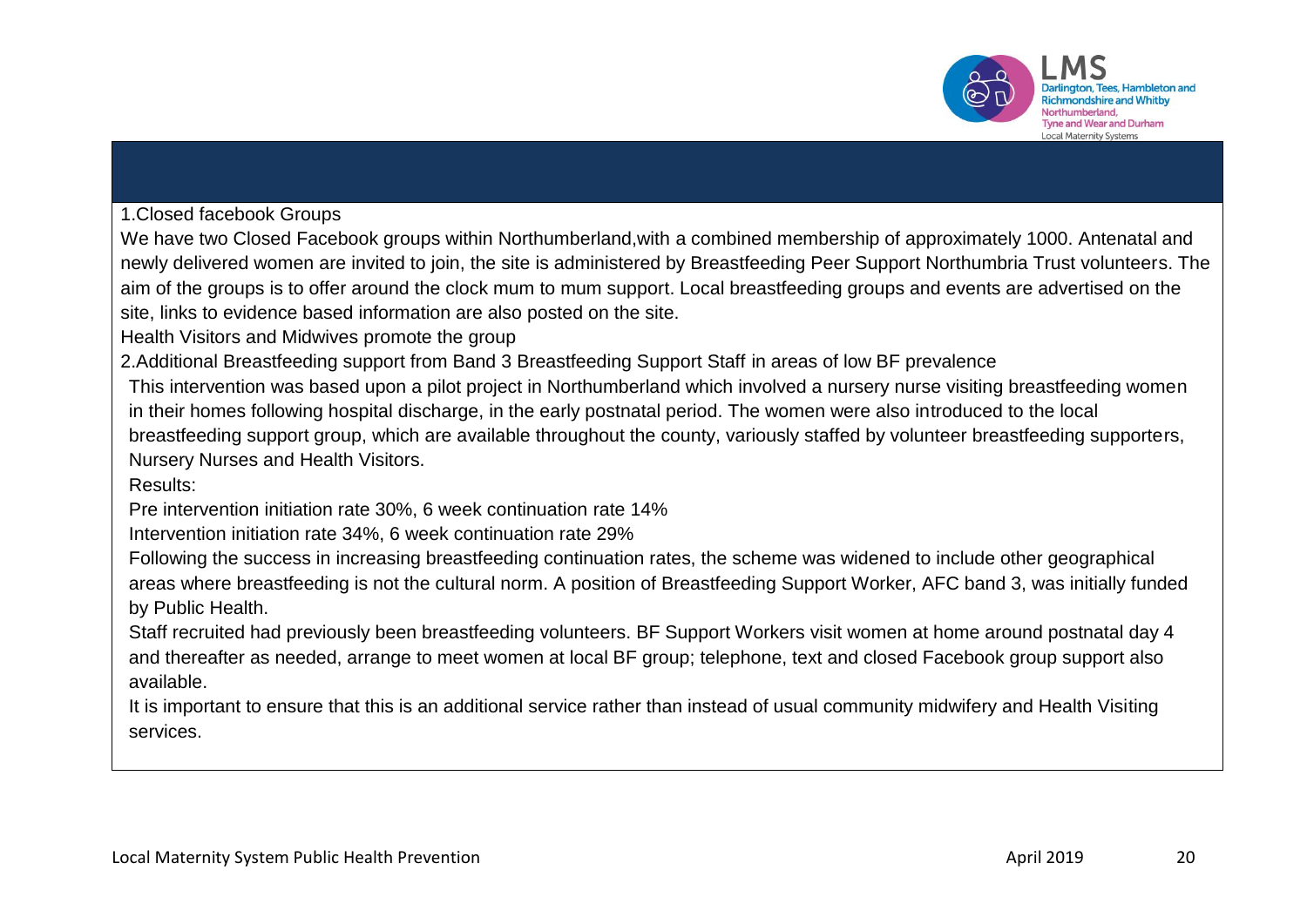1.Closed facebook Groups

We have two Closed Facebook groups within Northumberland,with a combined membership of approximately 1000. Antenatal and newly delivered women are invited to join, the site is administered by Breastfeeding Peer Support Northumbria Trust volunteers. The aim of the groups is to offer around the clock mum to mum support. Local breastfeeding groups and events are advertised on the site, links to evidence based information are also posted on the site.

Health Visitors and Midwives promote the group

2.Additional Breastfeeding support from Band 3 Breastfeeding Support Staff in areas of low BF prevalence

This intervention was based upon a pilot project in Northumberland which involved a nursery nurse visiting breastfeeding women in their homes following hospital discharge, in the early postnatal period. The women were also introduced to the local breastfeeding support group, which are available throughout the county, variously staffed by volunteer breastfeeding supporters, Nursery Nurses and Health Visitors.

Results:

Pre intervention initiation rate 30%, 6 week continuation rate 14%

Intervention initiation rate 34%, 6 week continuation rate 29%

Following the success in increasing breastfeeding continuation rates, the scheme was widened to include other geographical areas where breastfeeding is not the cultural norm. A position of Breastfeeding Support Worker, AFC band 3, was initially funded by Public Health.

Staff recruited had previously been breastfeeding volunteers. BF Support Workers visit women at home around postnatal day 4 and thereafter as needed, arrange to meet women at local BF group; telephone, text and closed Facebook group support also available.

It is important to ensure that this is an additional service rather than instead of usual community midwifery and Health Visiting services.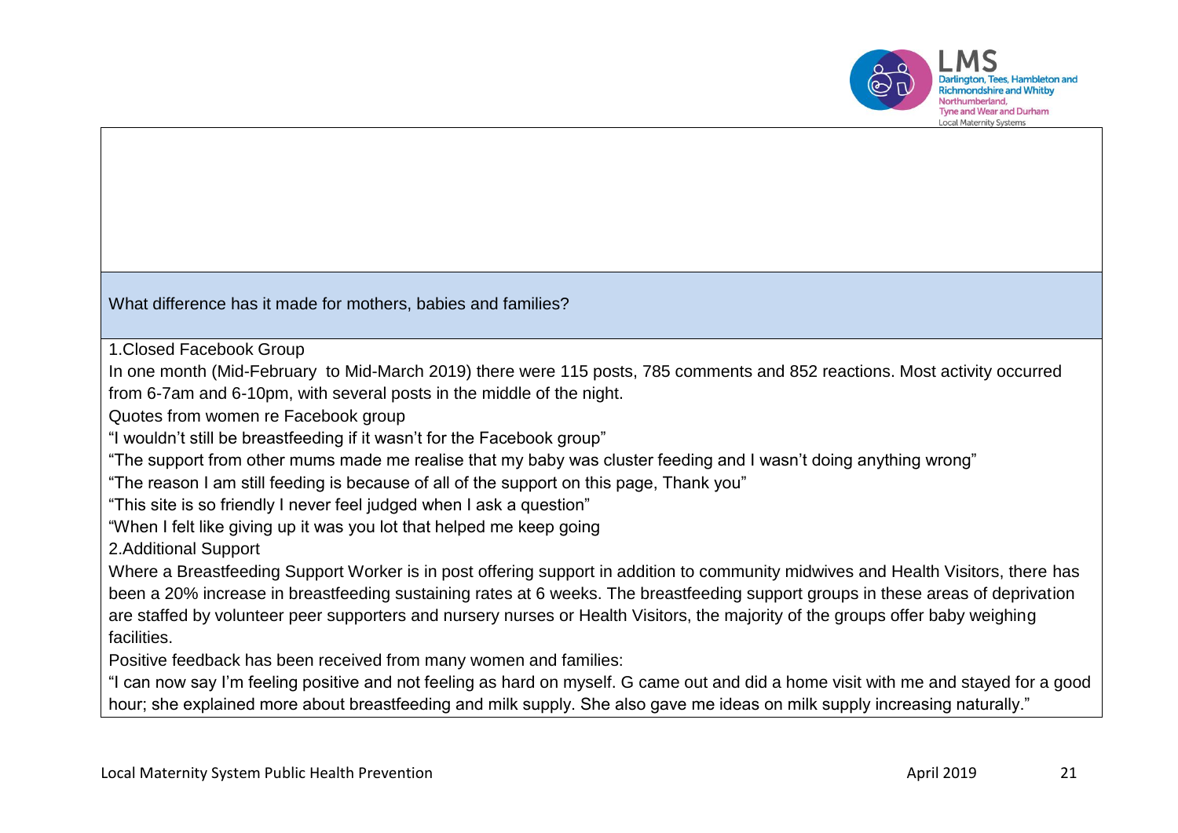What difference has it made for mothers, babies and families?

1.Closed Facebook Group

In one month (Mid-February to Mid-March 2019) there were 115 posts, 785 comments and 852 reactions. Most activity occurred from 6-7am and 6-10pm, with several posts in the middle of the night.

Quotes from women re Facebook group

"I wouldn't still be breastfeeding if it wasn't for the Facebook group"

"The support from other mums made me realise that my baby was cluster feeding and I wasn't doing anything wrong"

"The reason I am still feeding is because of all of the support on this page, Thank you"

"This site is so friendly I never feel judged when I ask a question"

"When I felt like giving up it was you lot that helped me keep going

2.Additional Support

Where a Breastfeeding Support Worker is in post offering support in addition to community midwives and Health Visitors, there has been a 20% increase in breastfeeding sustaining rates at 6 weeks. The breastfeeding support groups in these areas of deprivation are staffed by volunteer peer supporters and nursery nurses or Health Visitors, the majority of the groups offer baby weighing facilities.

Positive feedback has been received from many women and families:

"I can now say I'm feeling positive and not feeling as hard on myself. G came out and did a home visit with me and stayed for a good hour; she explained more about breastfeeding and milk supply. She also gave me ideas on milk supply increasing naturally."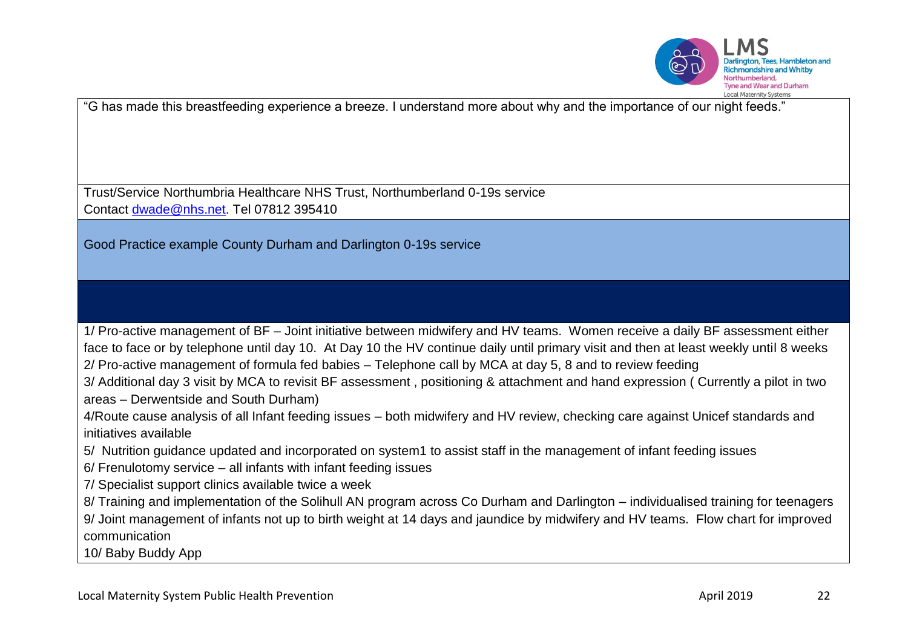"G has made this breastfeeding experience a breeze. I understand more about why and the importance of our night feeds."

Trust/Service Northumbria Healthcare NHS Trust, Northumberland 0-19s service
Contact [dwade@nhs.net](mailto:dwade@nhs.net). Tel 07812 395410

## Good Practice example County Durham and Darlington 0-19s service

1/ Pro-active management of BF – Joint initiative between midwifery and HV teams. Women receive a daily BF assessment either face to face or by telephone until day 10. At Day 10 the HV continue daily until primary visit and then at least weekly until 8 weeks

2/ Pro-active management of formula fed babies – Telephone call by MCA at day 5, 8 and to review feeding

3/ Additional day 3 visit by MCA to revisit BF assessment , positioning & attachment and hand expression ( Currently a pilot in two areas – Derwentside and South Durham)

4/Route cause analysis of all Infant feeding issues – both midwifery and HV review, checking care against Unicef standards and initiatives available

5/ Nutrition guidance updated and incorporated on system1 to assist staff in the management of infant feeding issues

6/ Frenulotomy service – all infants with infant feeding issues

7/ Specialist support clinics available twice a week

8/ Training and implementation of the Solihull AN program across Co Durham and Darlington – individualised training for teenagers

9/ Joint management of infants not up to birth weight at 14 days and jaundice by midwifery and HV teams. Flow chart for improved communication

10/ Baby Buddy App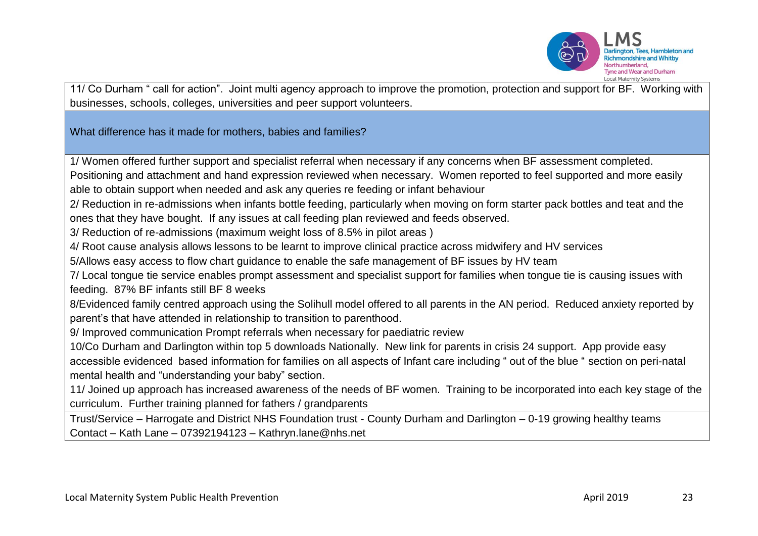11/ Co Durham " call for action". Joint multi agency approach to improve the promotion, protection and support for BF. Working with businesses, schools, colleges, universities and peer support volunteers.

**What difference has it made for mothers, babies and families?**

1/ Women offered further support and specialist referral when necessary if any concerns when BF assessment completed. Positioning and attachment and hand expression reviewed when necessary. Women reported to feel supported and more easily able to obtain support when needed and ask any queries re feeding or infant behaviour

2/ Reduction in re-admissions when infants bottle feeding, particularly when moving on form starter pack bottles and teat and the ones that they have bought. If any issues at call feeding plan reviewed and feeds observed.

3/ Reduction of re-admissions (maximum weight loss of 8.5% in pilot areas )

4/ Root cause analysis allows lessons to be learnt to improve clinical practice across midwifery and HV services

5/Allows easy access to flow chart guidance to enable the safe management of BF issues by HV team

7/ Local tongue tie service enables prompt assessment and specialist support for families when tongue tie is causing issues with feeding. 87% BF infants still BF 8 weeks

8/Evidenced family centred approach using the Solihull model offered to all parents in the AN period. Reduced anxiety reported by parent's that have attended in relationship to transition to parenthood.

9/ Improved communication Prompt referrals when necessary for paediatric review

10/Co Durham and Darlington within top 5 downloads Nationally. New link for parents in crisis 24 support. App provide easy accessible evidenced based information for families on all aspects of Infant care including " out of the blue " section on peri-natal mental health and "understanding your baby" section.

11/ Joined up approach has increased awareness of the needs of BF women. Training to be incorporated into each key stage of the curriculum. Further training planned for fathers / grandparents

Trust/Service – Harrogate and District NHS Foundation trust - County Durham and Darlington – 0-19 growing healthy teams
Contact – Kath Lane – 07392194123 – Kathryn.lane@nhs.net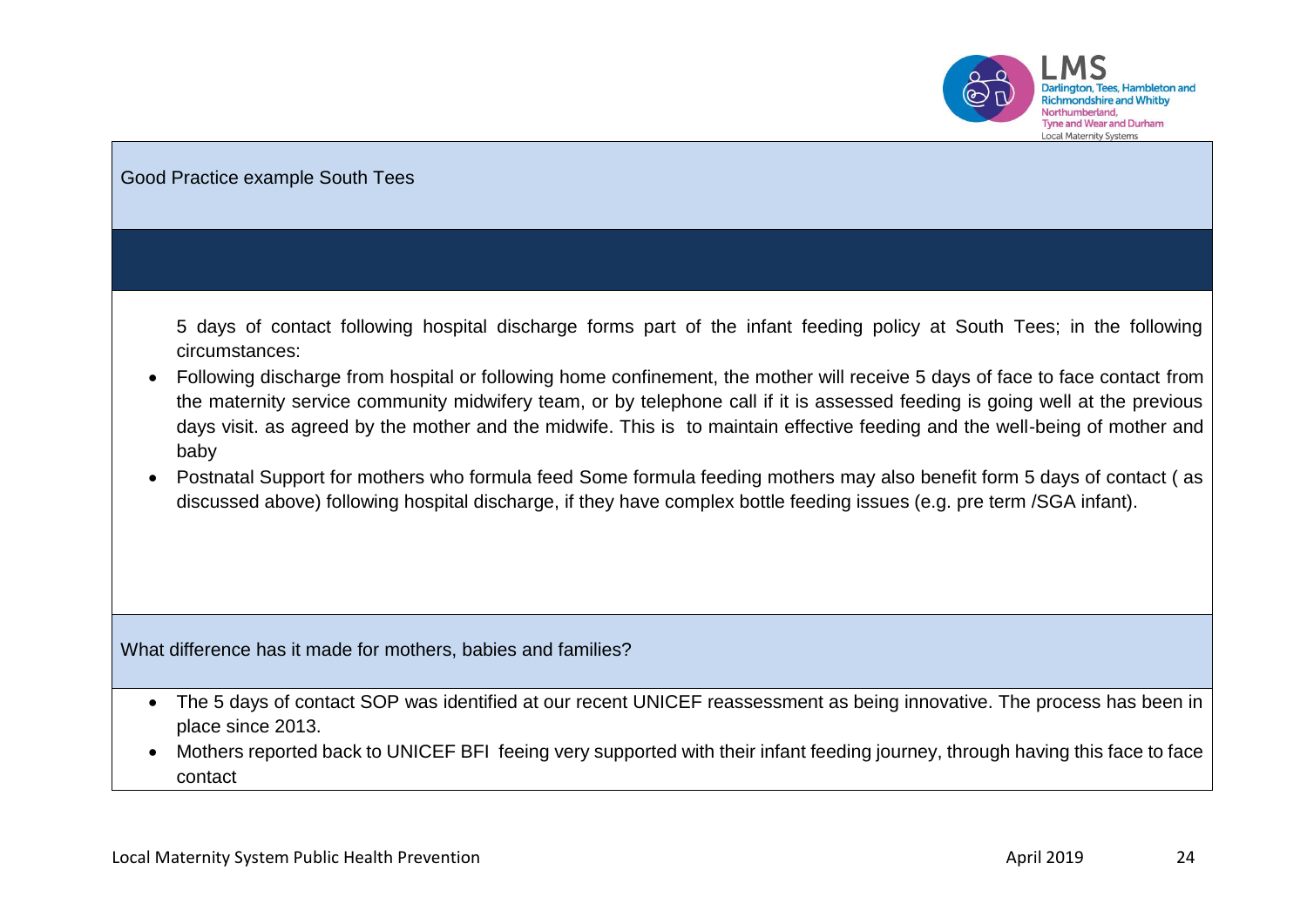## Good Practice example South Tees

5 days of contact following hospital discharge forms part of the infant feeding policy at South Tees; in the following circumstances:

- Following discharge from hospital or following home confinement, the mother will receive 5 days of face to face contact from the maternity service community midwifery team, or by telephone call if it is assessed feeding is going well at the previous days visit. as agreed by the mother and the midwife. This is to maintain effective feeding and the well-being of mother and baby
- Postnatal Support for mothers who formula feed Some formula feeding mothers may also benefit form 5 days of contact ( as discussed above) following hospital discharge, if they have complex bottle feeding issues (e.g. pre term /SGA infant).

## What difference has it made for mothers, babies and families?

- The 5 days of contact SOP was identified at our recent UNICEF reassessment as being innovative. The process has been in place since 2013.
- Mothers reported back to UNICEF BFI feeing very supported with their infant feeding journey, through having this face to face contact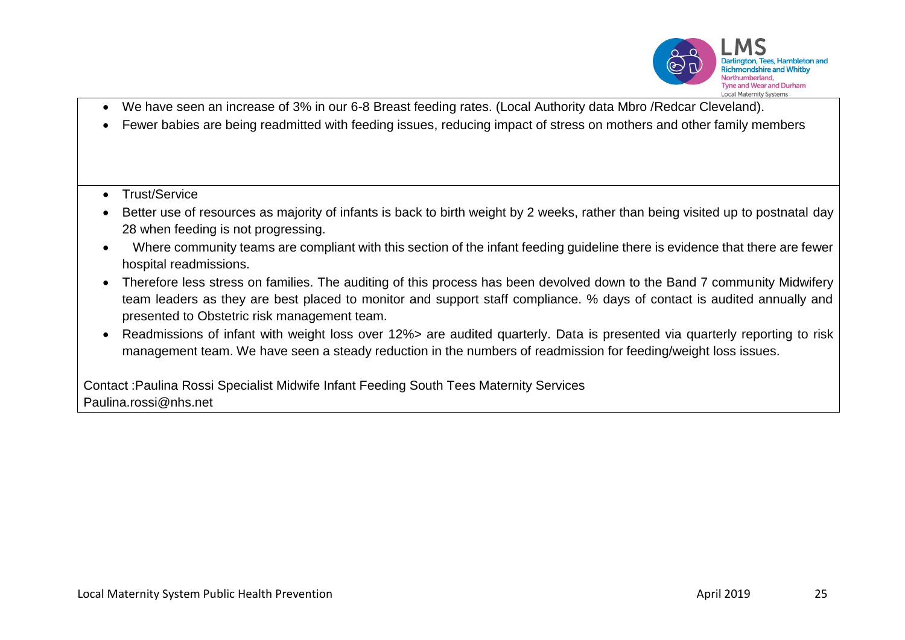- We have seen an increase of 3% in our 6-8 Breast feeding rates. (Local Authority data Mbro /Redcar Cleveland).
- Fewer babies are being readmitted with feeding issues, reducing impact of stress on mothers and other family members

- Trust/Service
- Better use of resources as majority of infants is back to birth weight by 2 weeks, rather than being visited up to postnatal day 28 when feeding is not progressing.
- Where community teams are compliant with this section of the infant feeding guideline there is evidence that there are fewer hospital readmissions.
- Therefore less stress on families. The auditing of this process has been devolved down to the Band 7 community Midwifery team leaders as they are best placed to monitor and support staff compliance. % days of contact is audited annually and presented to Obstetric risk management team.
- Readmissions of infant with weight loss over 12%> are audited quarterly. Data is presented via quarterly reporting to risk management team. We have seen a steady reduction in the numbers of readmission for feeding/weight loss issues.

Contact :Paulina Rossi Specialist Midwife Infant Feeding South Tees Maternity Services
Paulina.rossi@nhs.net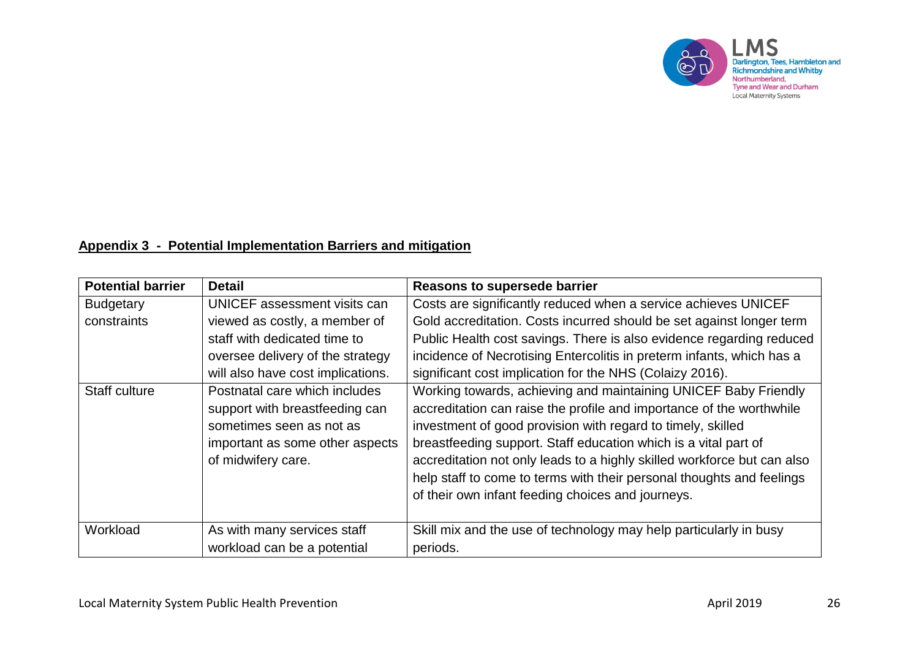## Appendix 3 - Potential Implementation Barriers and mitigation

| Potential barrier | Detail | Reasons to supersede barrier |
| --- | --- | --- |
| Budgetary constraints | UNICEF assessment visits can viewed as costly, a member of staff with dedicated time to oversee delivery of the strategy will also have cost implications. | Costs are significantly reduced when a service achieves UNICEF Gold accreditation. Costs incurred should be set against longer term Public Health cost savings. There is also evidence regarding reduced incidence of Necrotising Entercolitis in preterm infants, which has a significant cost implication for the NHS (Colaizy 2016). |
| Staff culture | Postnatal care which includes support with breastfeeding can sometimes seen as not as important as some other aspects of midwifery care. | Working towards, achieving and maintaining UNICEF Baby Friendly accreditation can raise the profile and importance of the worthwhile investment of good provision with regard to timely, skilled breastfeeding support. Staff education which is a vital part of accreditation not only leads to a highly skilled workforce but can also help staff to come to terms with their personal thoughts and feelings of their own infant feeding choices and journeys. |
| Workload | As with many services staff workload can be a potential | Skill mix and the use of technology may help particularly in busy periods. |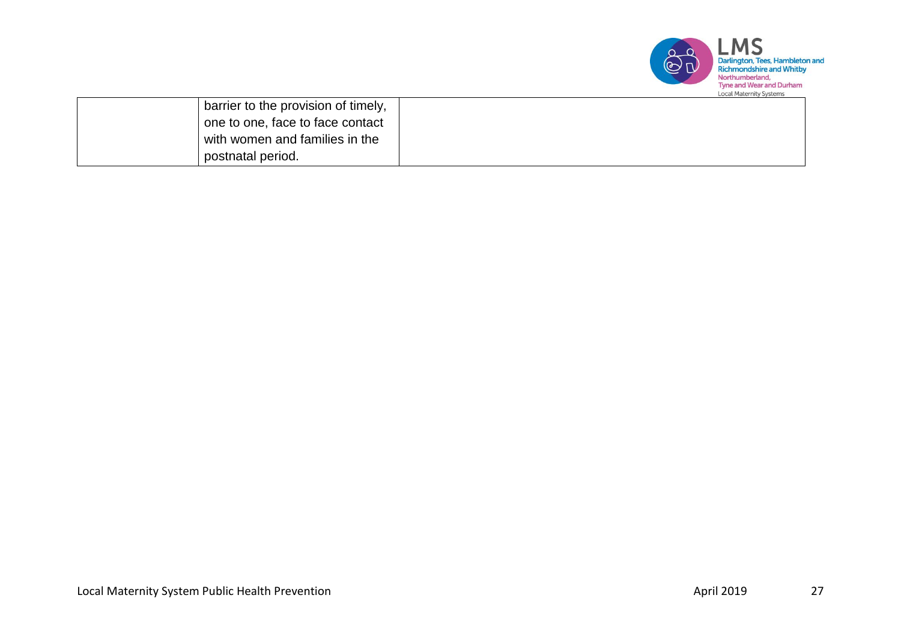| | | |
|---|---|---|
| | barrier to the provision of timely, one to one, face to face contact with women and families in the postnatal period. | |